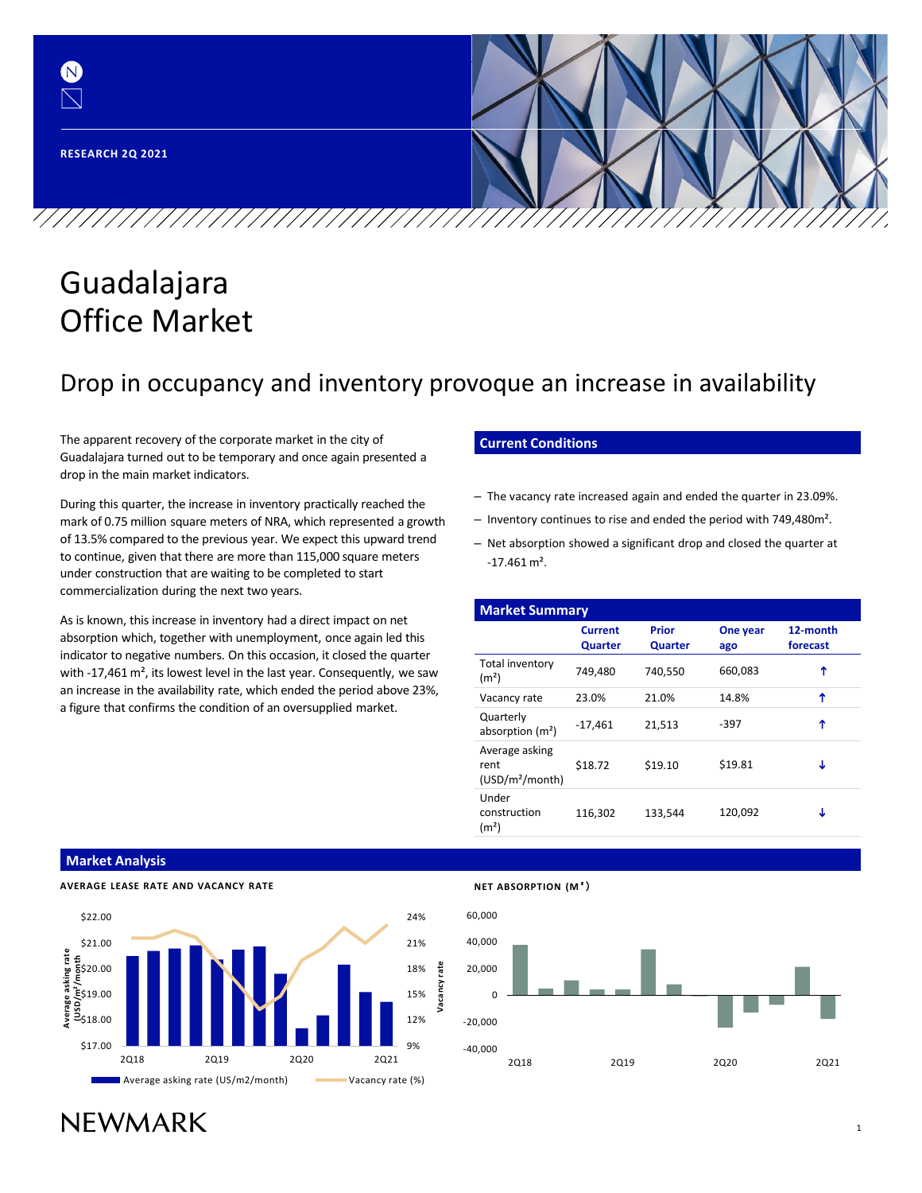RESEARCH 2Q 2021

# Guadalajara Office Market

## Drop in occupancy and inventory provoque an increase in availability

The apparent recovery of the corporate market in the city of Guadalajara turned out to be temporary and once again presented a drop in the main market indicators.

During this quarter, the increase in inventory practically reached the mark of 0.75 million square meters of NRA, which represented a growth of 13.5% compared to the previous year. We expect this upward trend to continue, given that there are more than 115,000 square meters under construction that are waiting to be completed to start commercialization during the next two years.

As is known, this increase in inventory had a direct impact on net absorption which, together with unemployment, once again led this indicator to negative numbers. On this occasion, it closed the quarter with -17,461 m², its lowest level in the last year. Consequently, we saw an increase in the availability rate, which ended the period above 23%, a figure that confirms the condition of an oversupplied market.

### Current Conditions

- The vacancy rate increased again and ended the quarter in 23.09%.
- Inventory continues to rise and ended the period with 749,480m².
- Net absorption showed a significant drop and closed the quarter at -17.461 m².

### Market Summary

| | Current Quarter | Prior Quarter | One year ago | 12-month forecast |
|---|---|---|---|---|
| Total inventory (m²) | 749,480 | 740,550 | 660,083 | ↑ |
| Vacancy rate | 23.0% | 21.0% | 14.8% | ↑ |
| Quarterly absorption (m²) | -17,461 | 21,513 | -397 | ↑ |
| Average asking rent (USD/m²/month) | $18.72 | $19.10 | $19.81 | ↓ |
| Under construction (m²) | 116,302 | 133,544 | 120,092 | ↓ |

### Market Analysis

AVERAGE LEASE RATE AND VACANCY RATE

NET ABSORPTION (M²)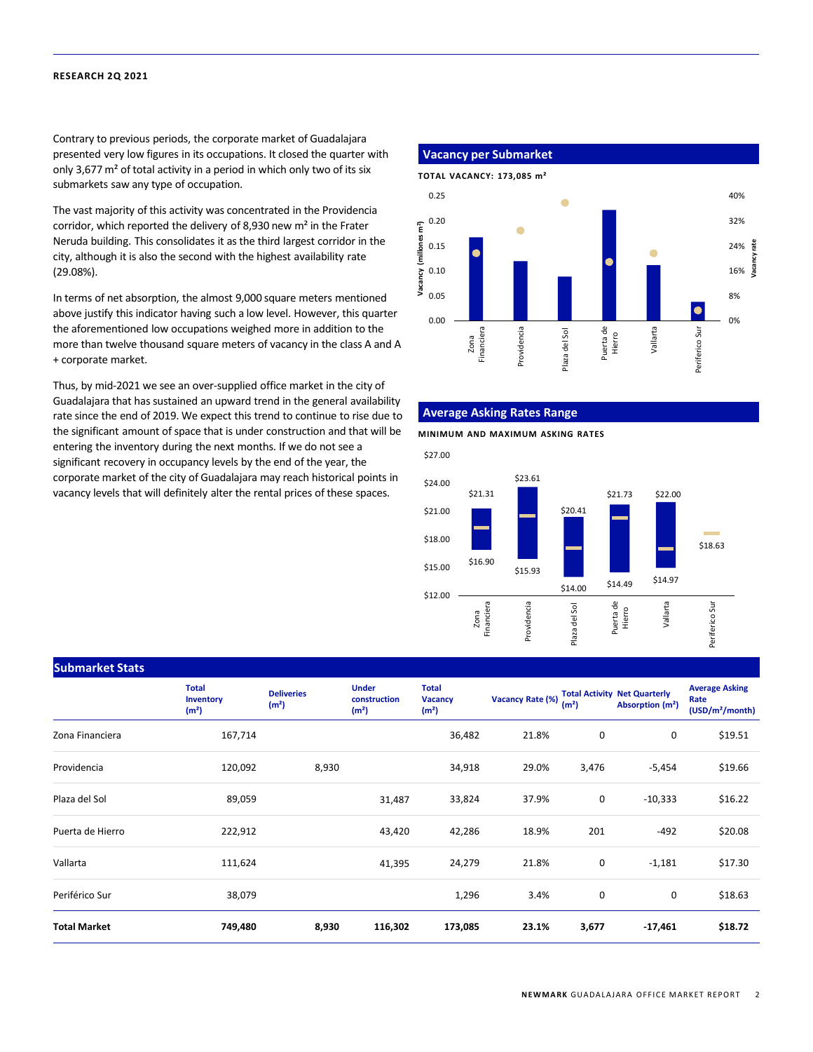Contrary to previous periods, the corporate market of Guadalajara presented very low figures in its occupations. It closed the quarter with only 3,677 m² of total activity in a period in which only two of its six submarkets saw any type of occupation.

The vast majority of this activity was concentrated in the Providencia corridor, which reported the delivery of 8,930 new m² in the Frater Neruda building. This consolidates it as the third largest corridor in the city, although it is also the second with the highest availability rate (29.08%).

In terms of net absorption, the almost 9,000 square meters mentioned above justify this indicator having such a low level. However, this quarter the aforementioned low occupations weighed more in addition to the more than twelve thousand square meters of vacancy in the class A and A + corporate market.

Thus, by mid-2021 we see an over-supplied office market in the city of Guadalajara that has sustained an upward trend in the general availability rate since the end of 2019. We expect this trend to continue to rise due to the significant amount of space that is under construction and that will be entering the inventory during the next months. If we do not see a significant recovery in occupancy levels by the end of the year, the corporate market of the city of Guadalajara may reach historical points in vacancy levels that will definitely alter the rental prices of these spaces.

## Vacancy per Submarket

**TOTAL VACANCY: 173,085 m²**

## Average Asking Rates Range

**MINIMUM AND MAXIMUM ASKING RATES**

| Submarket | Minimum | Maximum |
|---|---|---|
| Zona Financiera | $16.90 | $21.31 |
| Providencia | $15.93 | $23.61 |
| Plaza del Sol | $14.00 | $20.41 |
| Puerta de Hierro | $14.49 | $21.73 |
| Vallarta | $14.97 | $22.00 |
| Periferico Sur | $18.63 | |

## Submarket Stats

| | Total Inventory (m²) | Deliveries (m²) | Under construction (m²) | Total Vacancy (m²) | Vacancy Rate (%) | Total Activity (m²) | Net Quarterly Absorption (m²) | Average Asking Rate (USD/m²/month) |
|---|---|---|---|---|---|---|---|---|
| Zona Financiera | 167,714 | | | 36,482 | 21.8% | 0 | 0 | $19.51 |
| Providencia | 120,092 | 8,930 | | 34,918 | 29.0% | 3,476 | -5,454 | $19.66 |
| Plaza del Sol | 89,059 | | 31,487 | 33,824 | 37.9% | 0 | -10,333 | $16.22 |
| Puerta de Hierro | 222,912 | | 43,420 | 42,286 | 18.9% | 201 | -492 | $20.08 |
| Vallarta | 111,624 | | 41,395 | 24,279 | 21.8% | 0 | -1,181 | $17.30 |
| Periférico Sur | 38,079 | | | 1,296 | 3.4% | 0 | 0 | $18.63 |
| **Total Market** | **749,480** | **8,930** | **116,302** | **173,085** | **23.1%** | **3,677** | **-17,461** | **$18.72** |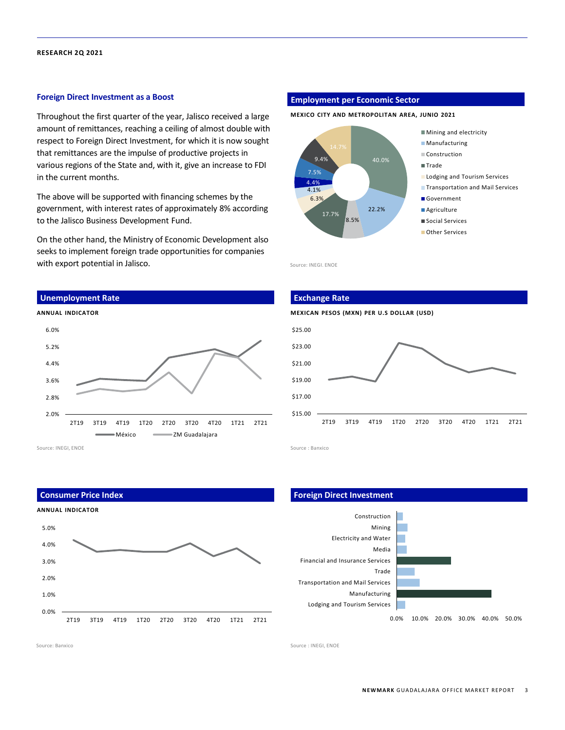## Foreign Direct Investment as a Boost

Throughout the first quarter of the year, Jalisco received a large amount of remittances, reaching a ceiling of almost double with respect to Foreign Direct Investment, for which it is now sought that remittances are the impulse of productive projects in various regions of the State and, with it, give an increase to FDI in the current months.

The above will be supported with financing schemes by the government, with interest rates of approximately 8% according to the Jalisco Business Development Fund.

On the other hand, the Ministry of Economic Development also seeks to implement foreign trade opportunities for companies with export potential in Jalisco.

## Employment per Economic Sector

**MEXICO CITY AND METROPOLITAN AREA, JUNIO 2021**

| Sector | Share |
|---|---|
| Mining and electricity | 40.0% |
| Manufacturing | 22.2% |
| Construction | 8.5% |
| Trade | 17.7% |
| Lodging and Tourism Services | 6.3% |
| Transportation and Mail Services | 4.1% |
| Government | 4.4% |
| Agriculture | 7.5% |
| Social Services | 9.4% |
| Other Services | 14.7% |

Source: INEGI. ENOE

## Unemployment Rate

**ANNUAL INDICATOR**

Series: México, ZM Guadalajara (2T19 – 2T21)

Source: INEGI, ENOE

## Exchange Rate

**MEXICAN PESOS (MXN) PER U.S DOLLAR (USD)**

Period: 2T19 – 2T21

Source : Banxico

## Consumer Price Index

**ANNUAL INDICATOR**

Period: 2T19 – 2T21

Source: Banxico

## Foreign Direct Investment

Sectors: Construction, Mining, Electricity and Water, Media, Financial and Insurance Services, Trade, Transportation and Mail Services, Manufacturing, Lodging and Tourism Services

Source : INEGI, ENOE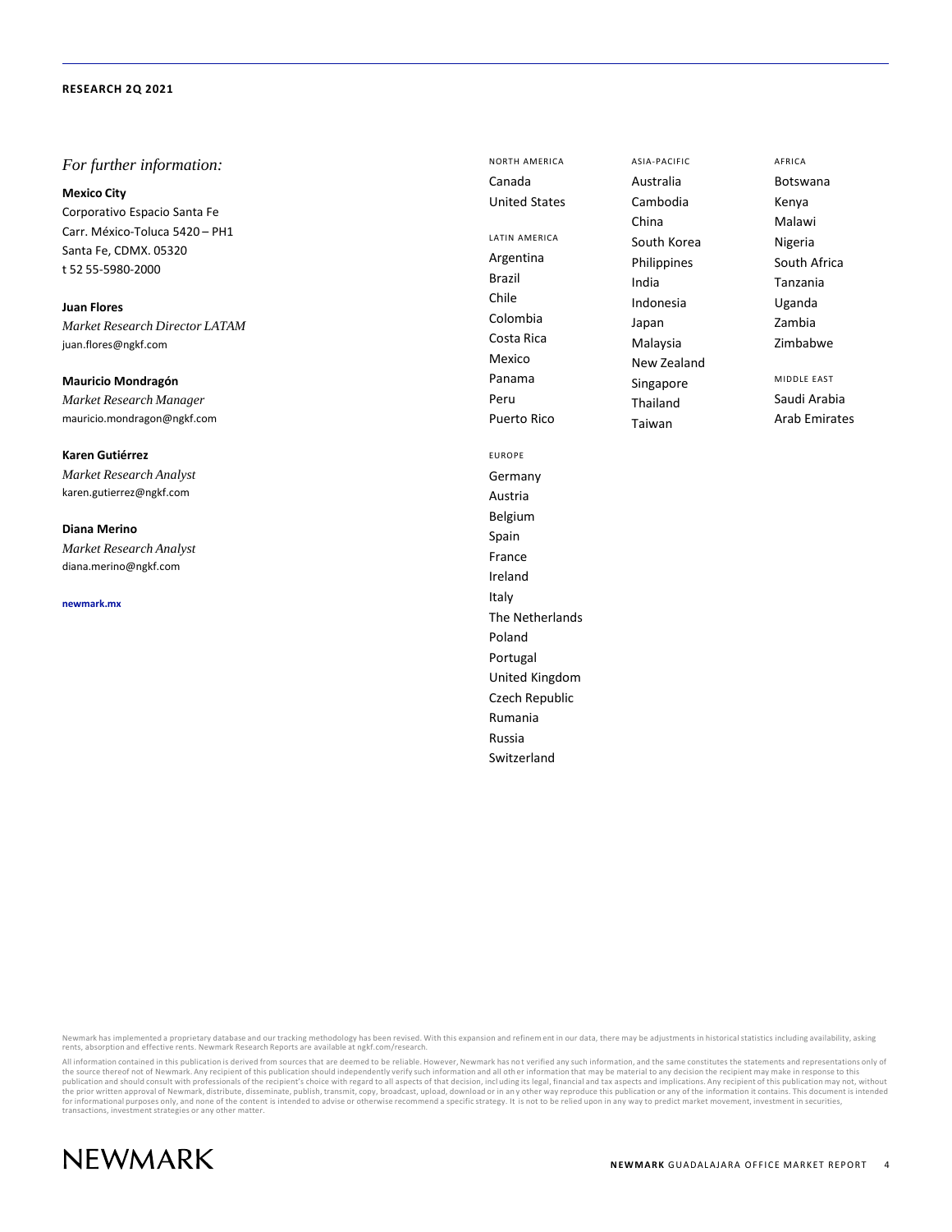*For further information:*

**Mexico City**
Corporativo Espacio Santa Fe
Carr. México-Toluca 5420 – PH1
Santa Fe, CDMX. 05320
t 52 55-5980-2000

**Juan Flores**
*Market Research Director LATAM*
juan.flores@ngkf.com

**Mauricio Mondragón**
*Market Research Manager*
mauricio.mondragon@ngkf.com

**Karen Gutiérrez**
*Market Research Analyst*
karen.gutierrez@ngkf.com

**Diana Merino**
*Market Research Analyst*
diana.merino@ngkf.com

**newmark.mx**

NORTH AMERICA
Canada
United States

LATIN AMERICA
Argentina
Brazil
Chile
Colombia
Costa Rica
Mexico
Panama
Peru
Puerto Rico

EUROPE
Germany
Austria
Belgium
Spain
France
Ireland
Italy
The Netherlands
Poland
Portugal
United Kingdom
Czech Republic
Rumania
Russia
Switzerland

ASIA-PACIFIC
Australia
Cambodia
China
South Korea
Philippines
India
Indonesia
Japan
Malaysia
New Zealand
Singapore
Thailand
Taiwan

AFRICA
Botswana
Kenya
Malawi
Nigeria
South Africa
Tanzania
Uganda
Zambia
Zimbabwe

MIDDLE EAST
Saudi Arabia
Arab Emirates

Newmark has implemented a proprietary database and our tracking methodology has been revised. With this expansion and refinement in our data, there may be adjustments in historical statistics including availability, asking rents, absorption and effective rents. Newmark Research Reports are available at ngkf.com/research.

All information contained in this publication is derived from sources that are deemed to be reliable. However, Newmark has not verified any such information, and the same constitutes the statements and representations only of the source thereof not of Newmark. Any recipient of this publication should independently verify such information and all other information that may be material to any decision the recipient may make in response to this publication and should consult with professionals of the recipient's choice with regard to all aspects of that decision, including its legal, financial and tax aspects and implications. Any recipient of this publication may not, without the prior written approval of Newmark, distribute, disseminate, publish, transmit, copy, broadcast, upload, download or in any other way reproduce this publication or any of the information it contains. This document is intended for informational purposes only, and none of the content is intended to advise or otherwise recommend a specific strategy. It is not to be relied upon in any way to predict market movement, investment in securities, transactions, investment strategies or any other matter.